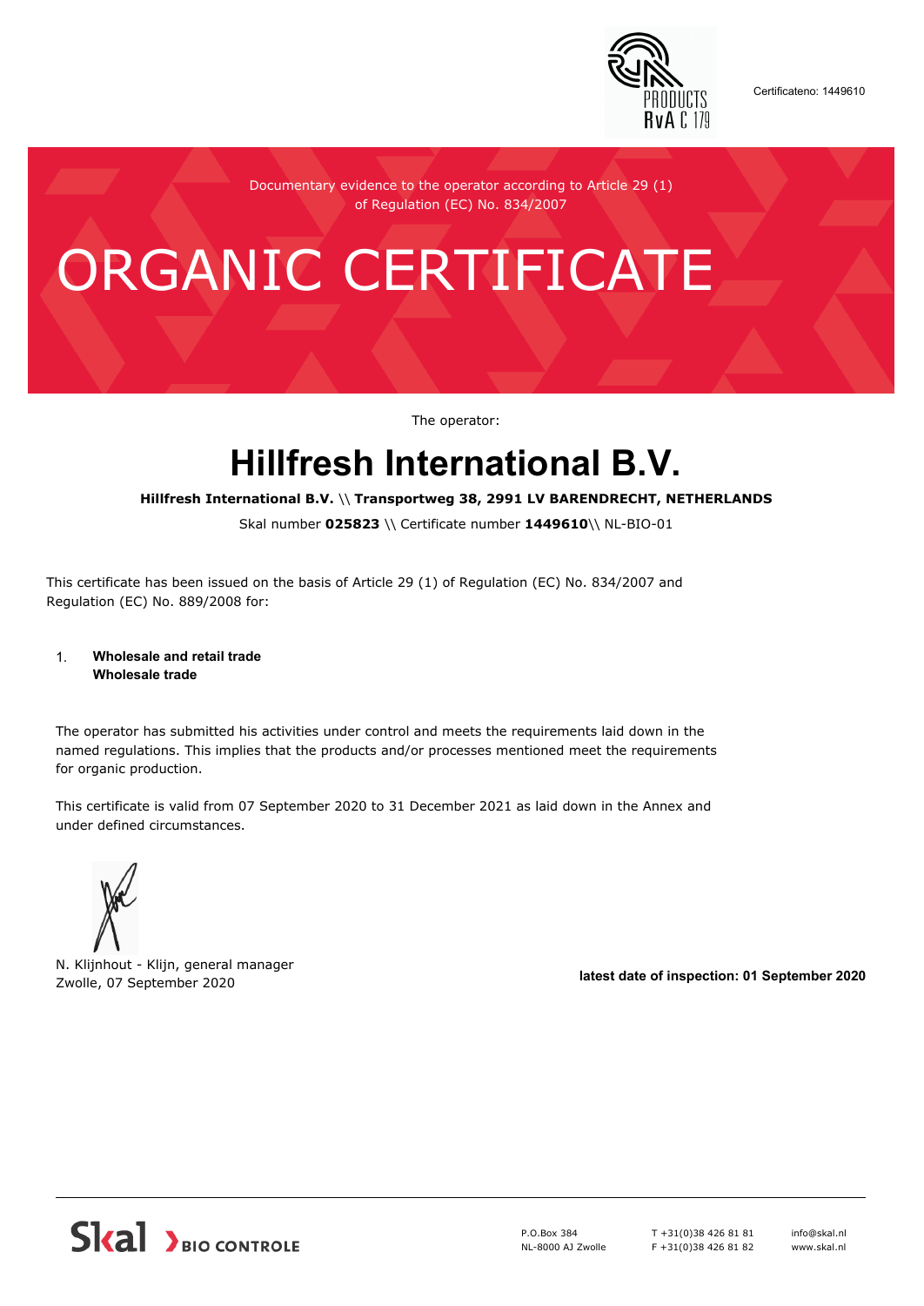Certificateno: 1449610

Documentary evidence to the operator according to Article 29 (1) of Regulation (EC) No. 834/2007

# ORGANIC CERTIFICATE

The operator:

# Hillfresh International B.V.

**Hillfresh International B.V.** \\ **Transportweg 38, 2991 LV BARENDRECHT, NETHERLANDS**

Skal number **025823** \\ Certificate number **1449610**\\ NL-BIO-01

This certificate has been issued on the basis of Article 29 (1) of Regulation (EC) No. 834/2007 and Regulation (EC) No. 889/2008 for:

1. **Wholesale and retail trade**
   **Wholesale trade**

The operator has submitted his activities under control and meets the requirements laid down in the named regulations. This implies that the products and/or processes mentioned meet the requirements for organic production.

This certificate is valid from 07 September 2020 to 31 December 2021 as laid down in the Annex and under defined circumstances.

N. Klijnhout - Klijn, general manager
Zwolle, 07 September 2020

**latest date of inspection: 01 September 2020**

Skal BIO CONTROLE

P.O.Box 384
NL-8000 AJ Zwolle

T +31(0)38 426 81 81
F +31(0)38 426 81 82

info@skal.nl
www.skal.nl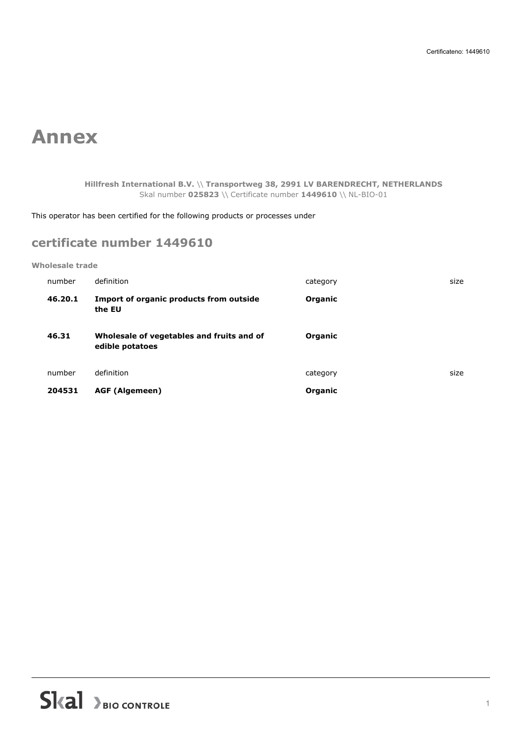# Annex

**Hillfresh International B.V.** \\ **Transportweg 38, 2991 LV BARENDRECHT, NETHERLANDS**
Skal number **025823** \\ Certificate number **1449610** \\ NL-BIO-01

This operator has been certified for the following products or processes under

## certificate number 1449610

### Wholesale trade

| number | definition | category | size |
|---|---|---|---|
| **46.20.1** | **Import of organic products from outside the EU** | **Organic** | |
| **46.31** | **Wholesale of vegetables and fruits and of edible potatoes** | **Organic** | |

| number | definition | category | size |
|---|---|---|---|
| **204531** | **AGF (Algemeen)** | **Organic** | |